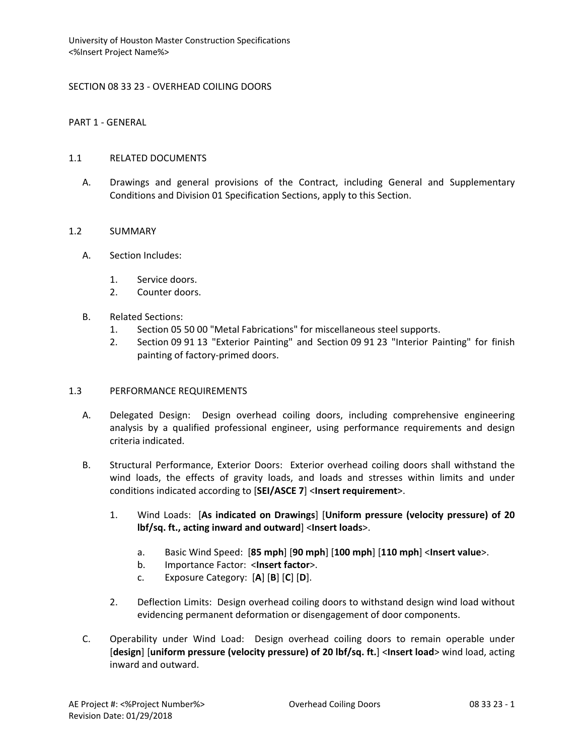# SECTION 08 33 23 - OVERHEAD COILING DOORS

## PART 1 - GENERAL

### 1.1 RELATED DOCUMENTS

A. Drawings and general provisions of the Contract, including General and Supplementary Conditions and Division 01 Specification Sections, apply to this Section.

### 1.2 SUMMARY

A. Section Includes:

1. Service doors.
2. Counter doors.

B. Related Sections:

1. Section 05 50 00 "Metal Fabrications" for miscellaneous steel supports.
2. Section 09 91 13 "Exterior Painting" and Section 09 91 23 "Interior Painting" for finish painting of factory-primed doors.

### 1.3 PERFORMANCE REQUIREMENTS

A. Delegated Design: Design overhead coiling doors, including comprehensive engineering analysis by a qualified professional engineer, using performance requirements and design criteria indicated.

B. Structural Performance, Exterior Doors: Exterior overhead coiling doors shall withstand the wind loads, the effects of gravity loads, and loads and stresses within limits and under conditions indicated according to [**SEI/ASCE 7**] <**Insert requirement**>.

1. Wind Loads: [**As indicated on Drawings**] [**Uniform pressure (velocity pressure) of 20 lbf/sq. ft., acting inward and outward**] <**Insert loads**>.

   a. Basic Wind Speed: [**85 mph**] [**90 mph**] [**100 mph**] [**110 mph**] <**Insert value**>.
   b. Importance Factor: <**Insert factor**>.
   c. Exposure Category: [**A**] [**B**] [**C**] [**D**].

2. Deflection Limits: Design overhead coiling doors to withstand design wind load without evidencing permanent deformation or disengagement of door components.

C. Operability under Wind Load: Design overhead coiling doors to remain operable under [**design**] [**uniform pressure (velocity pressure) of 20 lbf/sq. ft.**] <**Insert load**> wind load, acting inward and outward.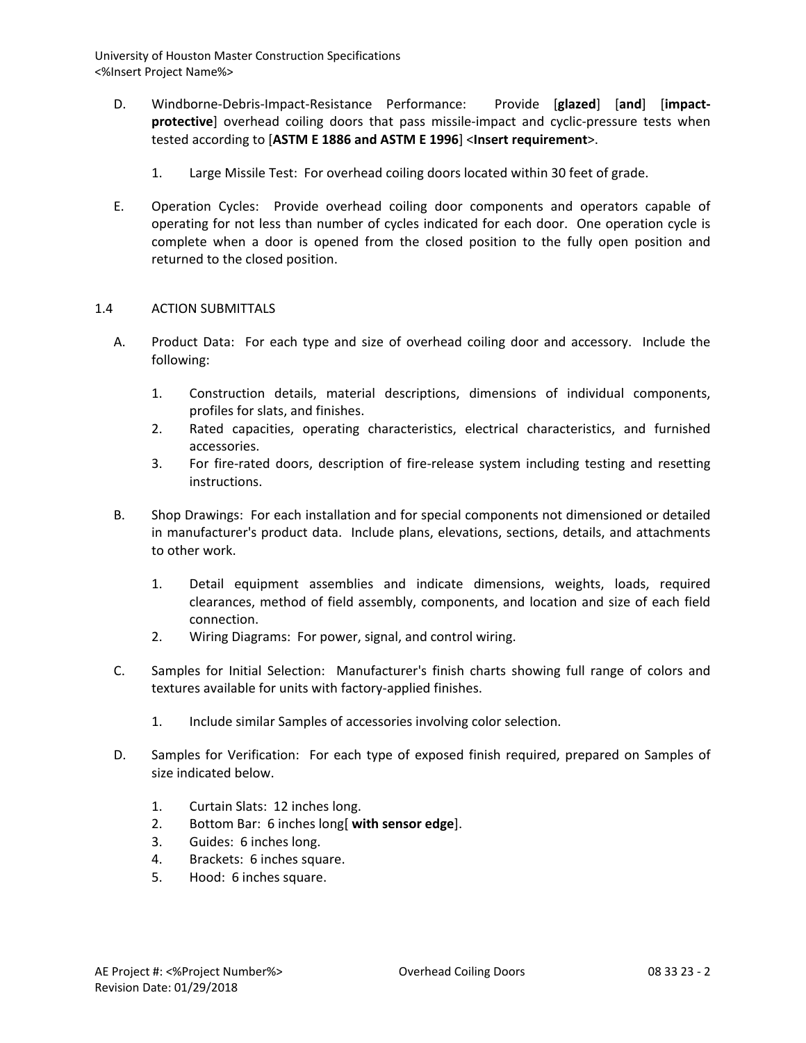D. Windborne-Debris-Impact-Resistance Performance: Provide [**glazed**] [**and**] [**impact-protective**] overhead coiling doors that pass missile-impact and cyclic-pressure tests when tested according to [**ASTM E 1886 and ASTM E 1996**] <**Insert requirement**>.

   1. Large Missile Test: For overhead coiling doors located within 30 feet of grade.

E. Operation Cycles: Provide overhead coiling door components and operators capable of operating for not less than number of cycles indicated for each door. One operation cycle is complete when a door is opened from the closed position to the fully open position and returned to the closed position.

1.4 ACTION SUBMITTALS

A. Product Data: For each type and size of overhead coiling door and accessory. Include the following:

   1. Construction details, material descriptions, dimensions of individual components, profiles for slats, and finishes.
   2. Rated capacities, operating characteristics, electrical characteristics, and furnished accessories.
   3. For fire-rated doors, description of fire-release system including testing and resetting instructions.

B. Shop Drawings: For each installation and for special components not dimensioned or detailed in manufacturer's product data. Include plans, elevations, sections, details, and attachments to other work.

   1. Detail equipment assemblies and indicate dimensions, weights, loads, required clearances, method of field assembly, components, and location and size of each field connection.
   2. Wiring Diagrams: For power, signal, and control wiring.

C. Samples for Initial Selection: Manufacturer's finish charts showing full range of colors and textures available for units with factory-applied finishes.

   1. Include similar Samples of accessories involving color selection.

D. Samples for Verification: For each type of exposed finish required, prepared on Samples of size indicated below.

   1. Curtain Slats: 12 inches long.
   2. Bottom Bar: 6 inches long[ **with sensor edge**].
   3. Guides: 6 inches long.
   4. Brackets: 6 inches square.
   5. Hood: 6 inches square.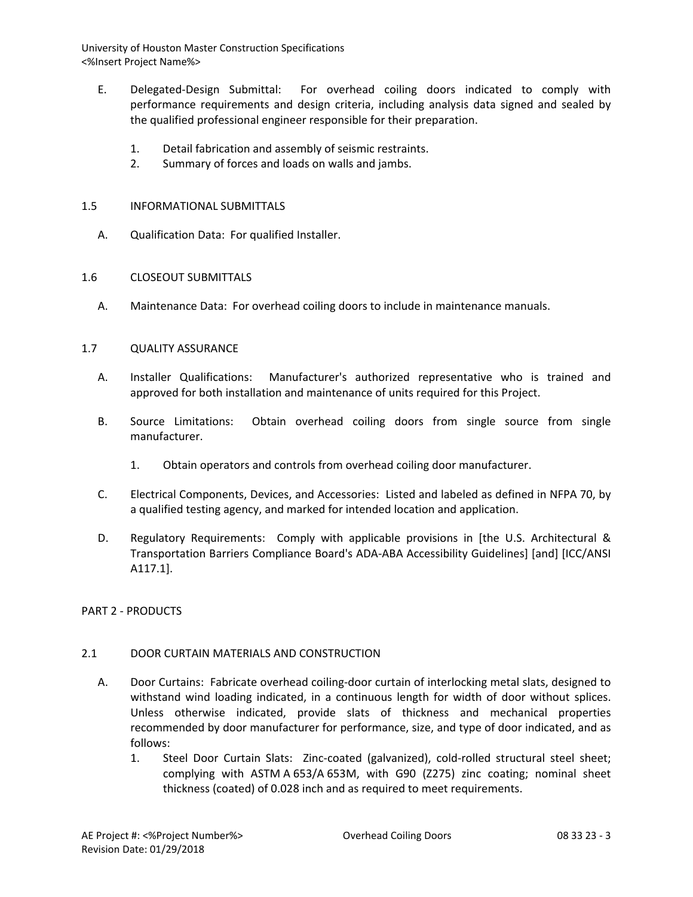E. Delegated-Design Submittal: For overhead coiling doors indicated to comply with performance requirements and design criteria, including analysis data signed and sealed by the qualified professional engineer responsible for their preparation.

   1. Detail fabrication and assembly of seismic restraints.
   2. Summary of forces and loads on walls and jambs.

## 1.5 INFORMATIONAL SUBMITTALS

A. Qualification Data: For qualified Installer.

## 1.6 CLOSEOUT SUBMITTALS

A. Maintenance Data: For overhead coiling doors to include in maintenance manuals.

## 1.7 QUALITY ASSURANCE

A. Installer Qualifications: Manufacturer's authorized representative who is trained and approved for both installation and maintenance of units required for this Project.

B. Source Limitations: Obtain overhead coiling doors from single source from single manufacturer.

   1. Obtain operators and controls from overhead coiling door manufacturer.

C. Electrical Components, Devices, and Accessories: Listed and labeled as defined in NFPA 70, by a qualified testing agency, and marked for intended location and application.

D. Regulatory Requirements: Comply with applicable provisions in [the U.S. Architectural & Transportation Barriers Compliance Board's ADA-ABA Accessibility Guidelines] [and] [ICC/ANSI A117.1].

# PART 2 - PRODUCTS

## 2.1 DOOR CURTAIN MATERIALS AND CONSTRUCTION

A. Door Curtains: Fabricate overhead coiling-door curtain of interlocking metal slats, designed to withstand wind loading indicated, in a continuous length for width of door without splices. Unless otherwise indicated, provide slats of thickness and mechanical properties recommended by door manufacturer for performance, size, and type of door indicated, and as follows:

   1. Steel Door Curtain Slats: Zinc-coated (galvanized), cold-rolled structural steel sheet; complying with ASTM A 653/A 653M, with G90 (Z275) zinc coating; nominal sheet thickness (coated) of 0.028 inch and as required to meet requirements.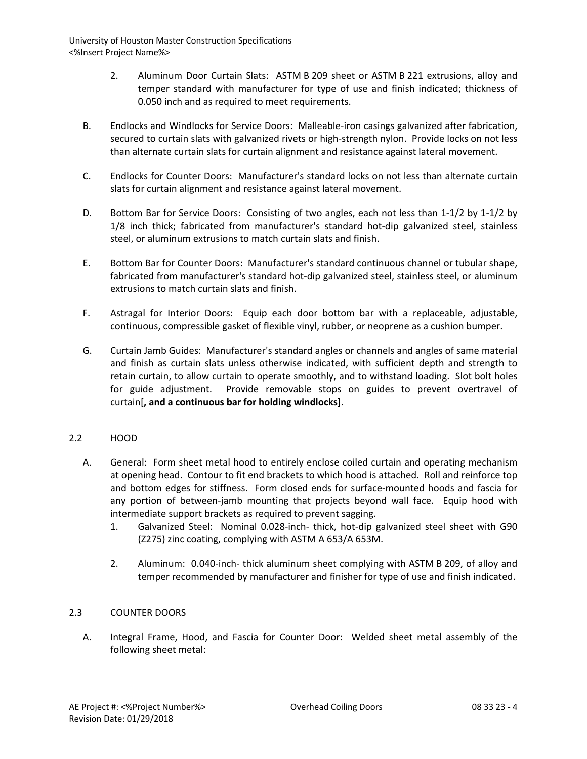2. Aluminum Door Curtain Slats: ASTM B 209 sheet or ASTM B 221 extrusions, alloy and temper standard with manufacturer for type of use and finish indicated; thickness of 0.050 inch and as required to meet requirements.

B. Endlocks and Windlocks for Service Doors: Malleable-iron casings galvanized after fabrication, secured to curtain slats with galvanized rivets or high-strength nylon. Provide locks on not less than alternate curtain slats for curtain alignment and resistance against lateral movement.

C. Endlocks for Counter Doors: Manufacturer's standard locks on not less than alternate curtain slats for curtain alignment and resistance against lateral movement.

D. Bottom Bar for Service Doors: Consisting of two angles, each not less than 1-1/2 by 1-1/2 by 1/8 inch thick; fabricated from manufacturer's standard hot-dip galvanized steel, stainless steel, or aluminum extrusions to match curtain slats and finish.

E. Bottom Bar for Counter Doors: Manufacturer's standard continuous channel or tubular shape, fabricated from manufacturer's standard hot-dip galvanized steel, stainless steel, or aluminum extrusions to match curtain slats and finish.

F. Astragal for Interior Doors: Equip each door bottom bar with a replaceable, adjustable, continuous, compressible gasket of flexible vinyl, rubber, or neoprene as a cushion bumper.

G. Curtain Jamb Guides: Manufacturer's standard angles or channels and angles of same material and finish as curtain slats unless otherwise indicated, with sufficient depth and strength to retain curtain, to allow curtain to operate smoothly, and to withstand loading. Slot bolt holes for guide adjustment. Provide removable stops on guides to prevent overtravel of curtain[**, and a continuous bar for holding windlocks**].

## 2.2 HOOD

A. General: Form sheet metal hood to entirely enclose coiled curtain and operating mechanism at opening head. Contour to fit end brackets to which hood is attached. Roll and reinforce top and bottom edges for stiffness. Form closed ends for surface-mounted hoods and fascia for any portion of between-jamb mounting that projects beyond wall face. Equip hood with intermediate support brackets as required to prevent sagging.

1. Galvanized Steel: Nominal 0.028-inch- thick, hot-dip galvanized steel sheet with G90 (Z275) zinc coating, complying with ASTM A 653/A 653M.

2. Aluminum: 0.040-inch- thick aluminum sheet complying with ASTM B 209, of alloy and temper recommended by manufacturer and finisher for type of use and finish indicated.

## 2.3 COUNTER DOORS

A. Integral Frame, Hood, and Fascia for Counter Door: Welded sheet metal assembly of the following sheet metal: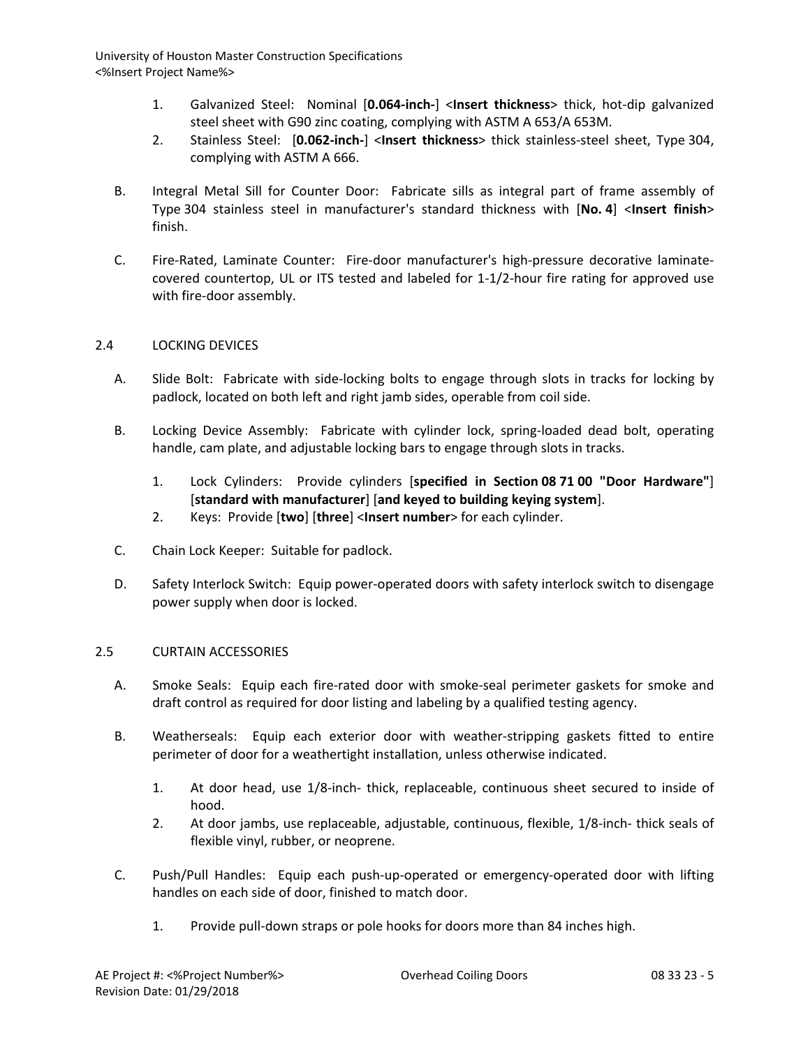1. Galvanized Steel: Nominal [**0.064-inch-**] <**Insert thickness**> thick, hot-dip galvanized steel sheet with G90 zinc coating, complying with ASTM A 653/A 653M.
2. Stainless Steel: [**0.062-inch-**] <**Insert thickness**> thick stainless-steel sheet, Type 304, complying with ASTM A 666.

B. Integral Metal Sill for Counter Door: Fabricate sills as integral part of frame assembly of Type 304 stainless steel in manufacturer's standard thickness with [**No. 4**] <**Insert finish**> finish.

C. Fire-Rated, Laminate Counter: Fire-door manufacturer's high-pressure decorative laminate-covered countertop, UL or ITS tested and labeled for 1-1/2-hour fire rating for approved use with fire-door assembly.

## 2.4 LOCKING DEVICES

A. Slide Bolt: Fabricate with side-locking bolts to engage through slots in tracks for locking by padlock, located on both left and right jamb sides, operable from coil side.

B. Locking Device Assembly: Fabricate with cylinder lock, spring-loaded dead bolt, operating handle, cam plate, and adjustable locking bars to engage through slots in tracks.

1. Lock Cylinders: Provide cylinders [**specified in Section 08 71 00 "Door Hardware"**] [**standard with manufacturer**] [**and keyed to building keying system**].
2. Keys: Provide [**two**] [**three**] <**Insert number**> for each cylinder.

C. Chain Lock Keeper: Suitable for padlock.

D. Safety Interlock Switch: Equip power-operated doors with safety interlock switch to disengage power supply when door is locked.

## 2.5 CURTAIN ACCESSORIES

A. Smoke Seals: Equip each fire-rated door with smoke-seal perimeter gaskets for smoke and draft control as required for door listing and labeling by a qualified testing agency.

B. Weatherseals: Equip each exterior door with weather-stripping gaskets fitted to entire perimeter of door for a weathertight installation, unless otherwise indicated.

1. At door head, use 1/8-inch- thick, replaceable, continuous sheet secured to inside of hood.
2. At door jambs, use replaceable, adjustable, continuous, flexible, 1/8-inch- thick seals of flexible vinyl, rubber, or neoprene.

C. Push/Pull Handles: Equip each push-up-operated or emergency-operated door with lifting handles on each side of door, finished to match door.

1. Provide pull-down straps or pole hooks for doors more than 84 inches high.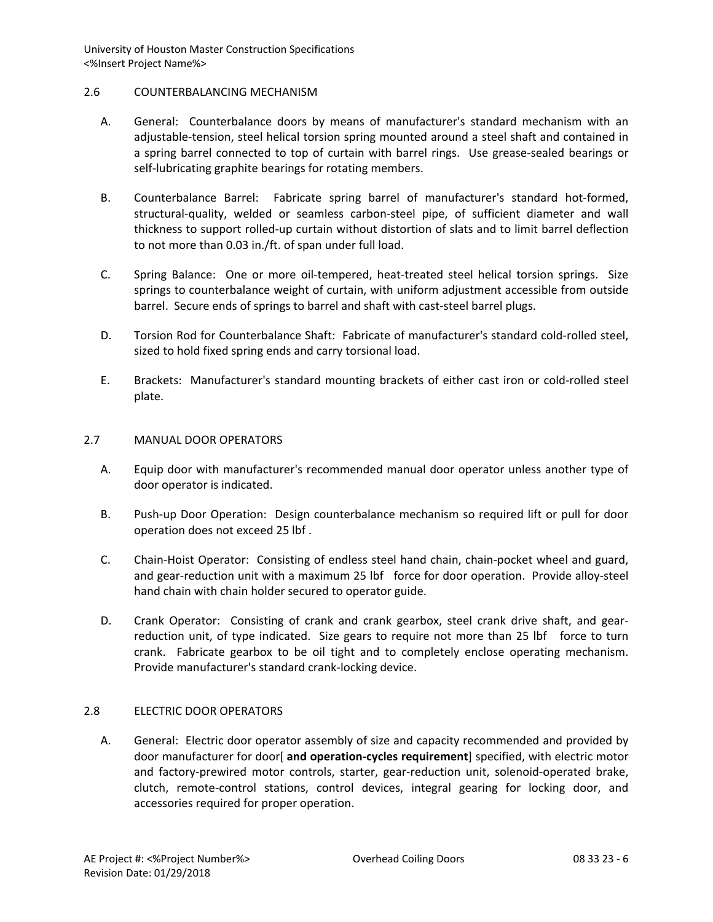## 2.6 COUNTERBALANCING MECHANISM

A. General: Counterbalance doors by means of manufacturer's standard mechanism with an adjustable-tension, steel helical torsion spring mounted around a steel shaft and contained in a spring barrel connected to top of curtain with barrel rings. Use grease-sealed bearings or self-lubricating graphite bearings for rotating members.

B. Counterbalance Barrel: Fabricate spring barrel of manufacturer's standard hot-formed, structural-quality, welded or seamless carbon-steel pipe, of sufficient diameter and wall thickness to support rolled-up curtain without distortion of slats and to limit barrel deflection to not more than 0.03 in./ft. of span under full load.

C. Spring Balance: One or more oil-tempered, heat-treated steel helical torsion springs. Size springs to counterbalance weight of curtain, with uniform adjustment accessible from outside barrel. Secure ends of springs to barrel and shaft with cast-steel barrel plugs.

D. Torsion Rod for Counterbalance Shaft: Fabricate of manufacturer's standard cold-rolled steel, sized to hold fixed spring ends and carry torsional load.

E. Brackets: Manufacturer's standard mounting brackets of either cast iron or cold-rolled steel plate.

## 2.7 MANUAL DOOR OPERATORS

A. Equip door with manufacturer's recommended manual door operator unless another type of door operator is indicated.

B. Push-up Door Operation: Design counterbalance mechanism so required lift or pull for door operation does not exceed 25 lbf .

C. Chain-Hoist Operator: Consisting of endless steel hand chain, chain-pocket wheel and guard, and gear-reduction unit with a maximum 25 lbf force for door operation. Provide alloy-steel hand chain with chain holder secured to operator guide.

D. Crank Operator: Consisting of crank and crank gearbox, steel crank drive shaft, and gear-reduction unit, of type indicated. Size gears to require not more than 25 lbf force to turn crank. Fabricate gearbox to be oil tight and to completely enclose operating mechanism. Provide manufacturer's standard crank-locking device.

## 2.8 ELECTRIC DOOR OPERATORS

A. General: Electric door operator assembly of size and capacity recommended and provided by door manufacturer for door[ **and operation-cycles requirement**] specified, with electric motor and factory-prewired motor controls, starter, gear-reduction unit, solenoid-operated brake, clutch, remote-control stations, control devices, integral gearing for locking door, and accessories required for proper operation.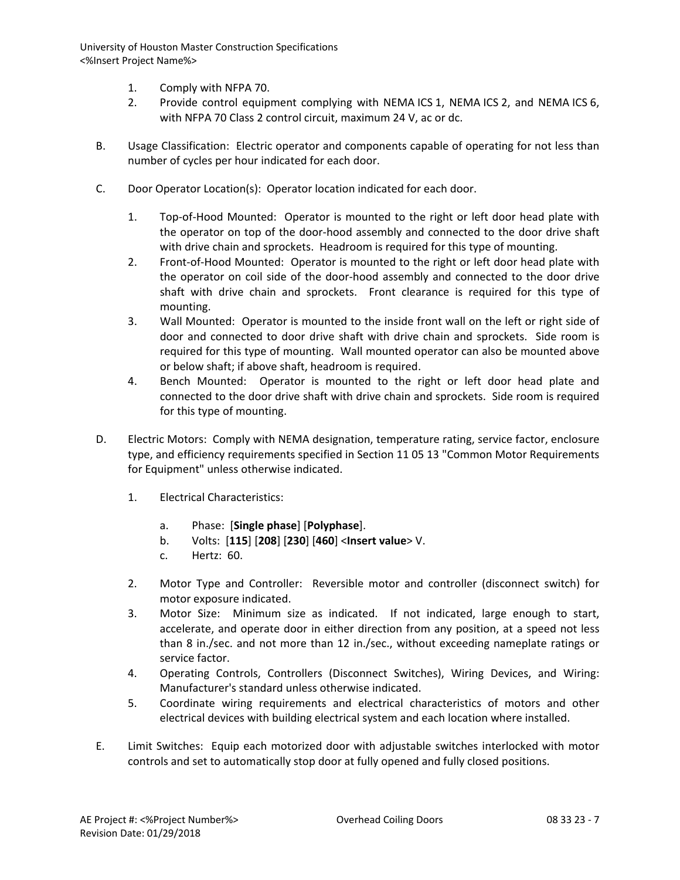1. Comply with NFPA 70.
2. Provide control equipment complying with NEMA ICS 1, NEMA ICS 2, and NEMA ICS 6, with NFPA 70 Class 2 control circuit, maximum 24 V, ac or dc.

B. Usage Classification: Electric operator and components capable of operating for not less than number of cycles per hour indicated for each door.

C. Door Operator Location(s): Operator location indicated for each door.

1. Top-of-Hood Mounted: Operator is mounted to the right or left door head plate with the operator on top of the door-hood assembly and connected to the door drive shaft with drive chain and sprockets. Headroom is required for this type of mounting.
2. Front-of-Hood Mounted: Operator is mounted to the right or left door head plate with the operator on coil side of the door-hood assembly and connected to the door drive shaft with drive chain and sprockets. Front clearance is required for this type of mounting.
3. Wall Mounted: Operator is mounted to the inside front wall on the left or right side of door and connected to door drive shaft with drive chain and sprockets. Side room is required for this type of mounting. Wall mounted operator can also be mounted above or below shaft; if above shaft, headroom is required.
4. Bench Mounted: Operator is mounted to the right or left door head plate and connected to the door drive shaft with drive chain and sprockets. Side room is required for this type of mounting.

D. Electric Motors: Comply with NEMA designation, temperature rating, service factor, enclosure type, and efficiency requirements specified in Section 11 05 13 "Common Motor Requirements for Equipment" unless otherwise indicated.

1. Electrical Characteristics:

   a. Phase: [**Single phase**] [**Polyphase**].
   b. Volts: [**115**] [**208**] [**230**] [**460**] <**Insert value**> V.
   c. Hertz: 60.

2. Motor Type and Controller: Reversible motor and controller (disconnect switch) for motor exposure indicated.
3. Motor Size: Minimum size as indicated. If not indicated, large enough to start, accelerate, and operate door in either direction from any position, at a speed not less than 8 in./sec. and not more than 12 in./sec., without exceeding nameplate ratings or service factor.
4. Operating Controls, Controllers (Disconnect Switches), Wiring Devices, and Wiring: Manufacturer's standard unless otherwise indicated.
5. Coordinate wiring requirements and electrical characteristics of motors and other electrical devices with building electrical system and each location where installed.

E. Limit Switches: Equip each motorized door with adjustable switches interlocked with motor controls and set to automatically stop door at fully opened and fully closed positions.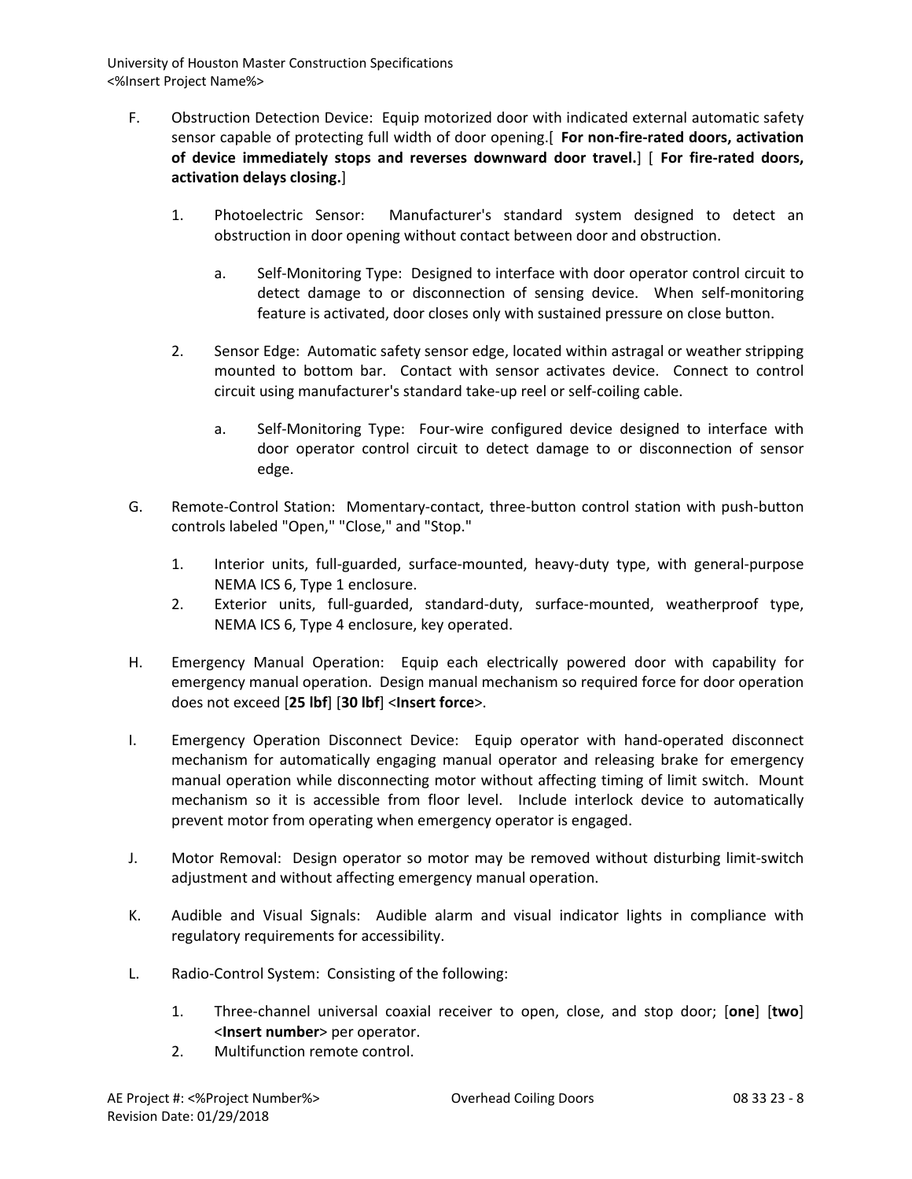F. Obstruction Detection Device: Equip motorized door with indicated external automatic safety sensor capable of protecting full width of door opening.[ **For non-fire-rated doors, activation of device immediately stops and reverses downward door travel.**] [ **For fire-rated doors, activation delays closing.**]

1. Photoelectric Sensor: Manufacturer's standard system designed to detect an obstruction in door opening without contact between door and obstruction.

   a. Self-Monitoring Type: Designed to interface with door operator control circuit to detect damage to or disconnection of sensing device. When self-monitoring feature is activated, door closes only with sustained pressure on close button.

2. Sensor Edge: Automatic safety sensor edge, located within astragal or weather stripping mounted to bottom bar. Contact with sensor activates device. Connect to control circuit using manufacturer's standard take-up reel or self-coiling cable.

   a. Self-Monitoring Type: Four-wire configured device designed to interface with door operator control circuit to detect damage to or disconnection of sensor edge.

G. Remote-Control Station: Momentary-contact, three-button control station with push-button controls labeled "Open," "Close," and "Stop."

1. Interior units, full-guarded, surface-mounted, heavy-duty type, with general-purpose NEMA ICS 6, Type 1 enclosure.
2. Exterior units, full-guarded, standard-duty, surface-mounted, weatherproof type, NEMA ICS 6, Type 4 enclosure, key operated.

H. Emergency Manual Operation: Equip each electrically powered door with capability for emergency manual operation. Design manual mechanism so required force for door operation does not exceed [**25 lbf**] [**30 lbf**] <**Insert force**>.

I. Emergency Operation Disconnect Device: Equip operator with hand-operated disconnect mechanism for automatically engaging manual operator and releasing brake for emergency manual operation while disconnecting motor without affecting timing of limit switch. Mount mechanism so it is accessible from floor level. Include interlock device to automatically prevent motor from operating when emergency operator is engaged.

J. Motor Removal: Design operator so motor may be removed without disturbing limit-switch adjustment and without affecting emergency manual operation.

K. Audible and Visual Signals: Audible alarm and visual indicator lights in compliance with regulatory requirements for accessibility.

L. Radio-Control System: Consisting of the following:

1. Three-channel universal coaxial receiver to open, close, and stop door; [**one**] [**two**] <**Insert number**> per operator.
2. Multifunction remote control.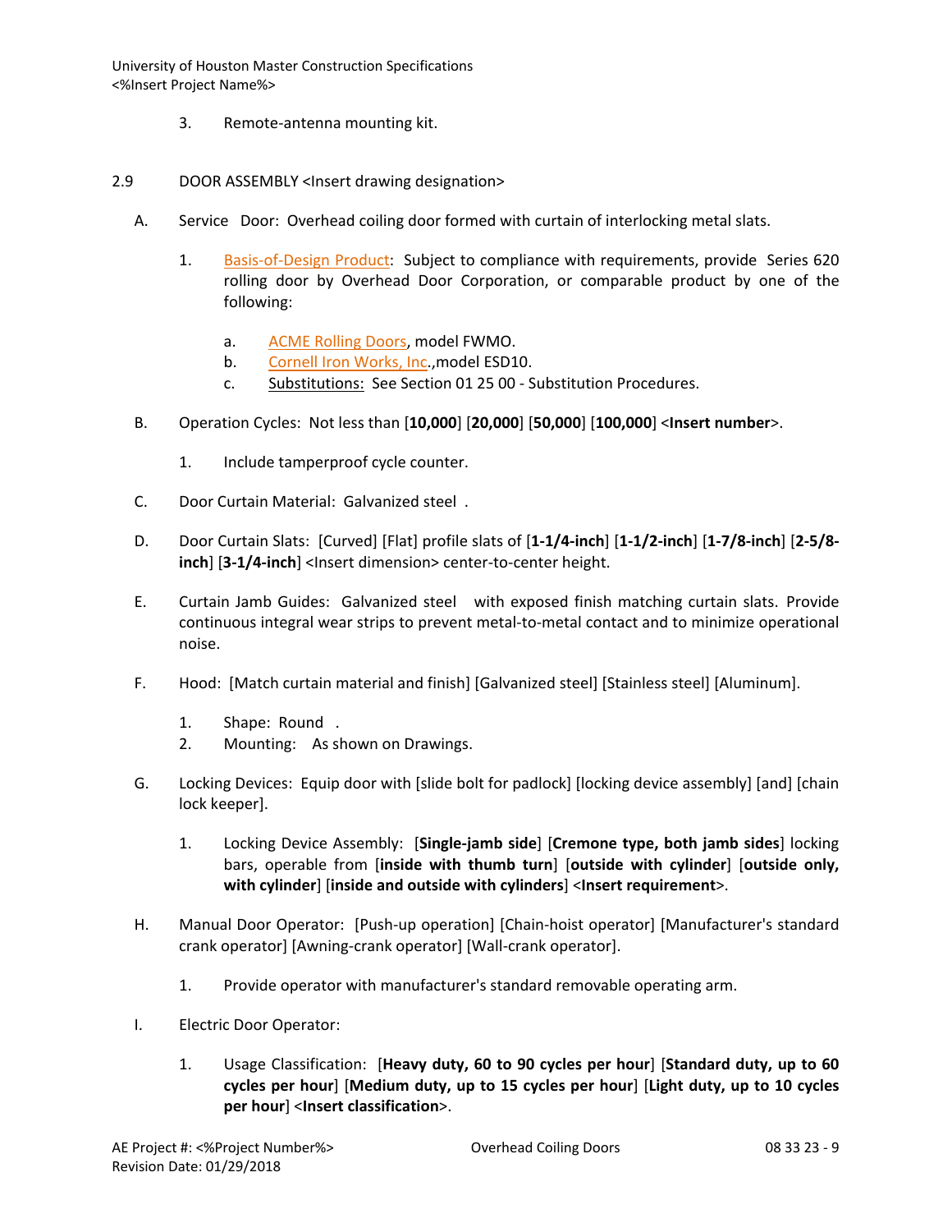3. Remote-antenna mounting kit.

## 2.9 DOOR ASSEMBLY <Insert drawing designation>

A. Service Door: Overhead coiling door formed with curtain of interlocking metal slats.

1. Basis-of-Design Product: Subject to compliance with requirements, provide Series 620 rolling door by Overhead Door Corporation, or comparable product by one of the following:

   a. ACME Rolling Doors, model FWMO.

   b. Cornell Iron Works, Inc.,model ESD10.

   c. Substitutions: See Section 01 25 00 - Substitution Procedures.

B. Operation Cycles: Not less than [**10,000**] [**20,000**] [**50,000**] [**100,000**] <**Insert number**>.

1. Include tamperproof cycle counter.

C. Door Curtain Material: Galvanized steel .

D. Door Curtain Slats: [Curved] [Flat] profile slats of [**1-1/4-inch**] [**1-1/2-inch**] [**1-7/8-inch**] [**2-5/8-inch**] [**3-1/4-inch**] <Insert dimension> center-to-center height.

E. Curtain Jamb Guides: Galvanized steel with exposed finish matching curtain slats. Provide continuous integral wear strips to prevent metal-to-metal contact and to minimize operational noise.

F. Hood: [Match curtain material and finish] [Galvanized steel] [Stainless steel] [Aluminum].

1. Shape: Round .
2. Mounting: As shown on Drawings.

G. Locking Devices: Equip door with [slide bolt for padlock] [locking device assembly] [and] [chain lock keeper].

1. Locking Device Assembly: [**Single-jamb side**] [**Cremone type, both jamb sides**] locking bars, operable from [**inside with thumb turn**] [**outside with cylinder**] [**outside only, with cylinder**] [**inside and outside with cylinders**] <**Insert requirement**>.

H. Manual Door Operator: [Push-up operation] [Chain-hoist operator] [Manufacturer's standard crank operator] [Awning-crank operator] [Wall-crank operator].

1. Provide operator with manufacturer's standard removable operating arm.

I. Electric Door Operator:

1. Usage Classification: [**Heavy duty, 60 to 90 cycles per hour**] [**Standard duty, up to 60 cycles per hour**] [**Medium duty, up to 15 cycles per hour**] [**Light duty, up to 10 cycles per hour**] <**Insert classification**>.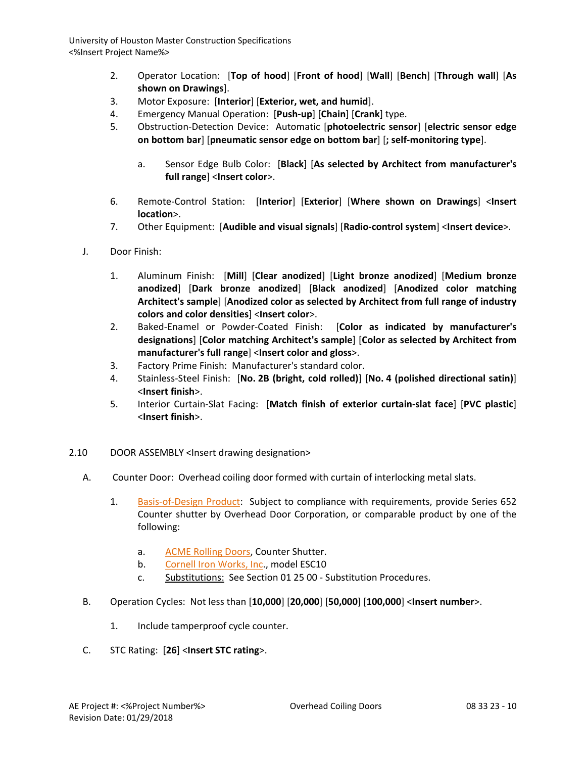2. Operator Location: [**Top of hood**] [**Front of hood**] [**Wall**] [**Bench**] [**Through wall**] [**As shown on Drawings**].
3. Motor Exposure: [**Interior**] [**Exterior, wet, and humid**].
4. Emergency Manual Operation: [**Push-up**] [**Chain**] [**Crank**] type.
5. Obstruction-Detection Device: Automatic [**photoelectric sensor**] [**electric sensor edge on bottom bar**] [**pneumatic sensor edge on bottom bar**] [**; self-monitoring type**].
   a. Sensor Edge Bulb Color: [**Black**] [**As selected by Architect from manufacturer's full range**] <**Insert color**>.
6. Remote-Control Station: [**Interior**] [**Exterior**] [**Where shown on Drawings**] <**Insert location**>.
7. Other Equipment: [**Audible and visual signals**] [**Radio-control system**] <**Insert device**>.

J. Door Finish:

1. Aluminum Finish: [**Mill**] [**Clear anodized**] [**Light bronze anodized**] [**Medium bronze anodized**] [**Dark bronze anodized**] [**Black anodized**] [**Anodized color matching Architect's sample**] [**Anodized color as selected by Architect from full range of industry colors and color densities**] <**Insert color**>.
2. Baked-Enamel or Powder-Coated Finish: [**Color as indicated by manufacturer's designations**] [**Color matching Architect's sample**] [**Color as selected by Architect from manufacturer's full range**] <**Insert color and gloss**>.
3. Factory Prime Finish: Manufacturer's standard color.
4. Stainless-Steel Finish: [**No. 2B (bright, cold rolled)**] [**No. 4 (polished directional satin)**] <**Insert finish**>.
5. Interior Curtain-Slat Facing: [**Match finish of exterior curtain-slat face**] [**PVC plastic**] <**Insert finish**>.

## 2.10 DOOR ASSEMBLY <Insert drawing designation>

A. Counter Door: Overhead coiling door formed with curtain of interlocking metal slats.

1. Basis-of-Design Product: Subject to compliance with requirements, provide Series 652 Counter shutter by Overhead Door Corporation, or comparable product by one of the following:
   a. ACME Rolling Doors, Counter Shutter.
   b. Cornell Iron Works, Inc., model ESC10
   c. Substitutions: See Section 01 25 00 - Substitution Procedures.

B. Operation Cycles: Not less than [**10,000**] [**20,000**] [**50,000**] [**100,000**] <**Insert number**>.

1. Include tamperproof cycle counter.

C. STC Rating: [**26**] <**Insert STC rating**>.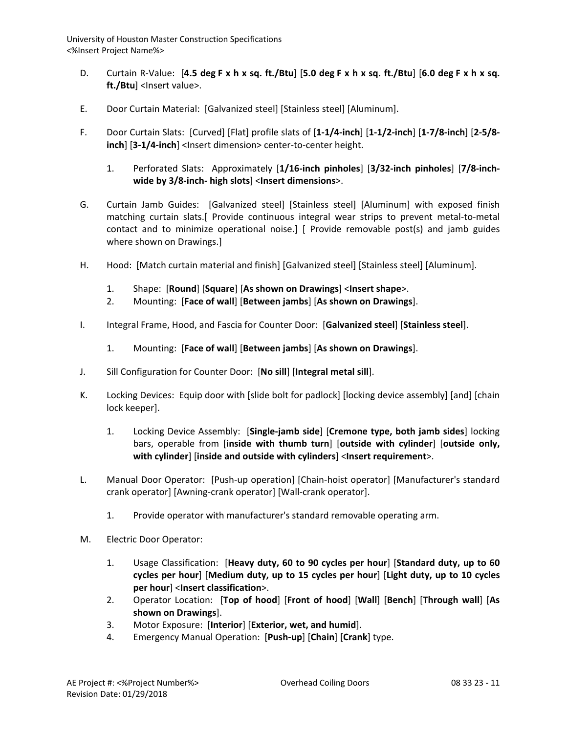D. Curtain R-Value: [**4.5 deg F x h x sq. ft./Btu**] [**5.0 deg F x h x sq. ft./Btu**] [**6.0 deg F x h x sq. ft./Btu**] <Insert value>.

E. Door Curtain Material: [Galvanized steel] [Stainless steel] [Aluminum].

F. Door Curtain Slats: [Curved] [Flat] profile slats of [**1-1/4-inch**] [**1-1/2-inch**] [**1-7/8-inch**] [**2-5/8-inch**] [**3-1/4-inch**] <Insert dimension> center-to-center height.

   1. Perforated Slats: Approximately [**1/16-inch pinholes**] [**3/32-inch pinholes**] [**7/8-inch-wide by 3/8-inch- high slots**] <**Insert dimensions**>.

G. Curtain Jamb Guides: [Galvanized steel] [Stainless steel] [Aluminum] with exposed finish matching curtain slats.[ Provide continuous integral wear strips to prevent metal-to-metal contact and to minimize operational noise.] [ Provide removable post(s) and jamb guides where shown on Drawings.]

H. Hood: [Match curtain material and finish] [Galvanized steel] [Stainless steel] [Aluminum].

   1. Shape: [**Round**] [**Square**] [**As shown on Drawings**] <**Insert shape**>.
   2. Mounting: [**Face of wall**] [**Between jambs**] [**As shown on Drawings**].

I. Integral Frame, Hood, and Fascia for Counter Door: [**Galvanized steel**] [**Stainless steel**].

   1. Mounting: [**Face of wall**] [**Between jambs**] [**As shown on Drawings**].

J. Sill Configuration for Counter Door: [**No sill**] [**Integral metal sill**].

K. Locking Devices: Equip door with [slide bolt for padlock] [locking device assembly] [and] [chain lock keeper].

   1. Locking Device Assembly: [**Single-jamb side**] [**Cremone type, both jamb sides**] locking bars, operable from [**inside with thumb turn**] [**outside with cylinder**] [**outside only, with cylinder**] [**inside and outside with cylinders**] <**Insert requirement**>.

L. Manual Door Operator: [Push-up operation] [Chain-hoist operator] [Manufacturer's standard crank operator] [Awning-crank operator] [Wall-crank operator].

   1. Provide operator with manufacturer's standard removable operating arm.

M. Electric Door Operator:

   1. Usage Classification: [**Heavy duty, 60 to 90 cycles per hour**] [**Standard duty, up to 60 cycles per hour**] [**Medium duty, up to 15 cycles per hour**] [**Light duty, up to 10 cycles per hour**] <**Insert classification**>.
   2. Operator Location: [**Top of hood**] [**Front of hood**] [**Wall**] [**Bench**] [**Through wall**] [**As shown on Drawings**].
   3. Motor Exposure: [**Interior**] [**Exterior, wet, and humid**].
   4. Emergency Manual Operation: [**Push-up**] [**Chain**] [**Crank**] type.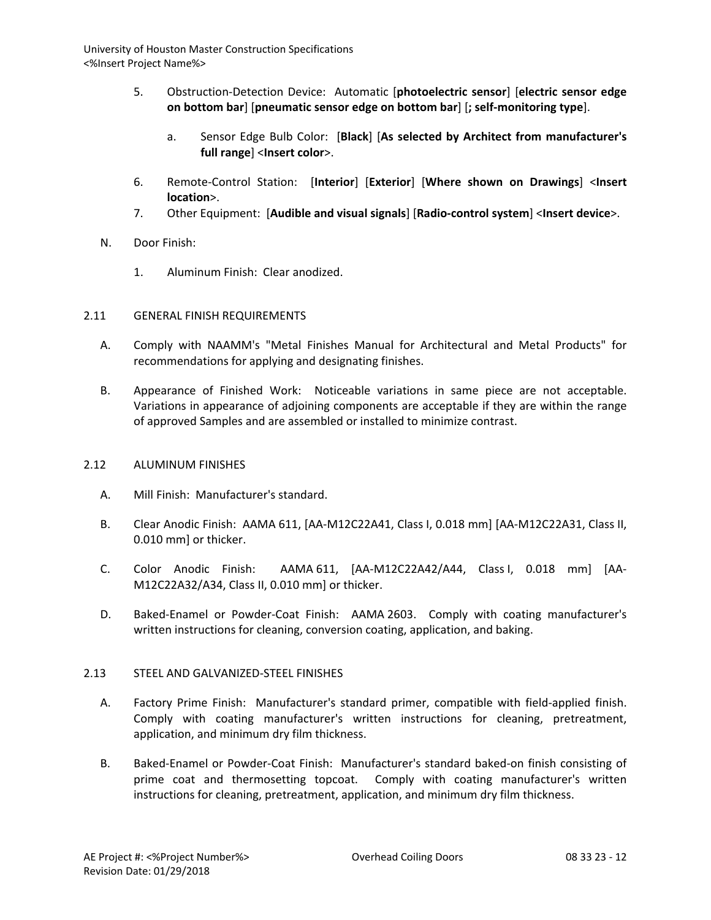5. Obstruction-Detection Device: Automatic [**photoelectric sensor**] [**electric sensor edge on bottom bar**] [**pneumatic sensor edge on bottom bar**] [**; self-monitoring type**].

   a. Sensor Edge Bulb Color: [**Black**] [**As selected by Architect from manufacturer's full range**] <**Insert color**>.

6. Remote-Control Station: [**Interior**] [**Exterior**] [**Where shown on Drawings**] <**Insert location**>.
7. Other Equipment: [**Audible and visual signals**] [**Radio-control system**] <**Insert device**>.

N. Door Finish:

1. Aluminum Finish: Clear anodized.

## 2.11 GENERAL FINISH REQUIREMENTS

A. Comply with NAAMM's "Metal Finishes Manual for Architectural and Metal Products" for recommendations for applying and designating finishes.

B. Appearance of Finished Work: Noticeable variations in same piece are not acceptable. Variations in appearance of adjoining components are acceptable if they are within the range of approved Samples and are assembled or installed to minimize contrast.

## 2.12 ALUMINUM FINISHES

A. Mill Finish: Manufacturer's standard.

B. Clear Anodic Finish: AAMA 611, [AA-M12C22A41, Class I, 0.018 mm] [AA-M12C22A31, Class II, 0.010 mm] or thicker.

C. Color Anodic Finish: AAMA 611, [AA-M12C22A42/A44, Class I, 0.018 mm] [AA-M12C22A32/A34, Class II, 0.010 mm] or thicker.

D. Baked-Enamel or Powder-Coat Finish: AAMA 2603. Comply with coating manufacturer's written instructions for cleaning, conversion coating, application, and baking.

## 2.13 STEEL AND GALVANIZED-STEEL FINISHES

A. Factory Prime Finish: Manufacturer's standard primer, compatible with field-applied finish. Comply with coating manufacturer's written instructions for cleaning, pretreatment, application, and minimum dry film thickness.

B. Baked-Enamel or Powder-Coat Finish: Manufacturer's standard baked-on finish consisting of prime coat and thermosetting topcoat. Comply with coating manufacturer's written instructions for cleaning, pretreatment, application, and minimum dry film thickness.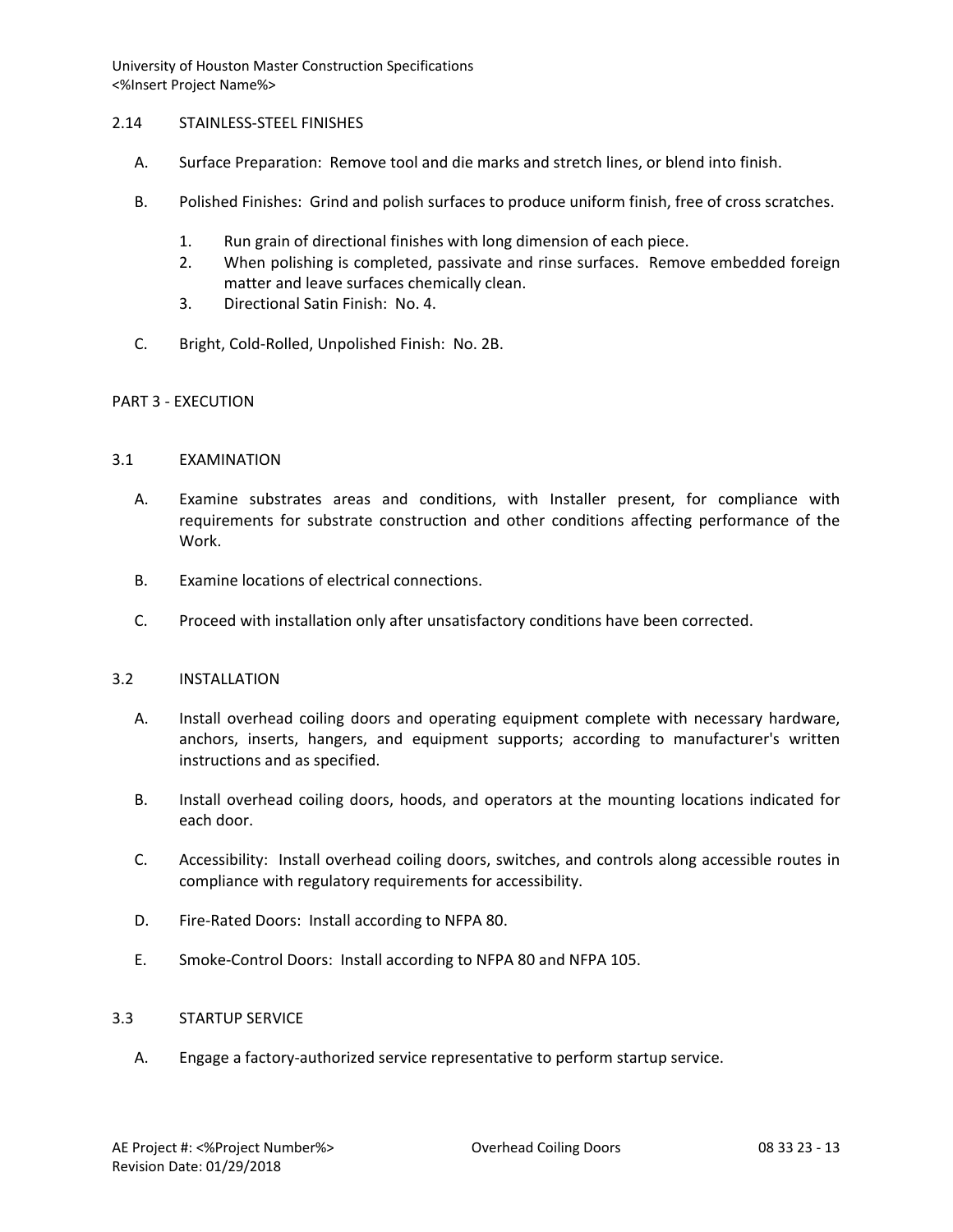## 2.14 STAINLESS-STEEL FINISHES

A. Surface Preparation: Remove tool and die marks and stretch lines, or blend into finish.

B. Polished Finishes: Grind and polish surfaces to produce uniform finish, free of cross scratches.

1. Run grain of directional finishes with long dimension of each piece.
2. When polishing is completed, passivate and rinse surfaces. Remove embedded foreign matter and leave surfaces chemically clean.
3. Directional Satin Finish: No. 4.

C. Bright, Cold-Rolled, Unpolished Finish: No. 2B.

# PART 3 - EXECUTION

## 3.1 EXAMINATION

A. Examine substrates areas and conditions, with Installer present, for compliance with requirements for substrate construction and other conditions affecting performance of the Work.

B. Examine locations of electrical connections.

C. Proceed with installation only after unsatisfactory conditions have been corrected.

## 3.2 INSTALLATION

A. Install overhead coiling doors and operating equipment complete with necessary hardware, anchors, inserts, hangers, and equipment supports; according to manufacturer's written instructions and as specified.

B. Install overhead coiling doors, hoods, and operators at the mounting locations indicated for each door.

C. Accessibility: Install overhead coiling doors, switches, and controls along accessible routes in compliance with regulatory requirements for accessibility.

D. Fire-Rated Doors: Install according to NFPA 80.

E. Smoke-Control Doors: Install according to NFPA 80 and NFPA 105.

## 3.3 STARTUP SERVICE

A. Engage a factory-authorized service representative to perform startup service.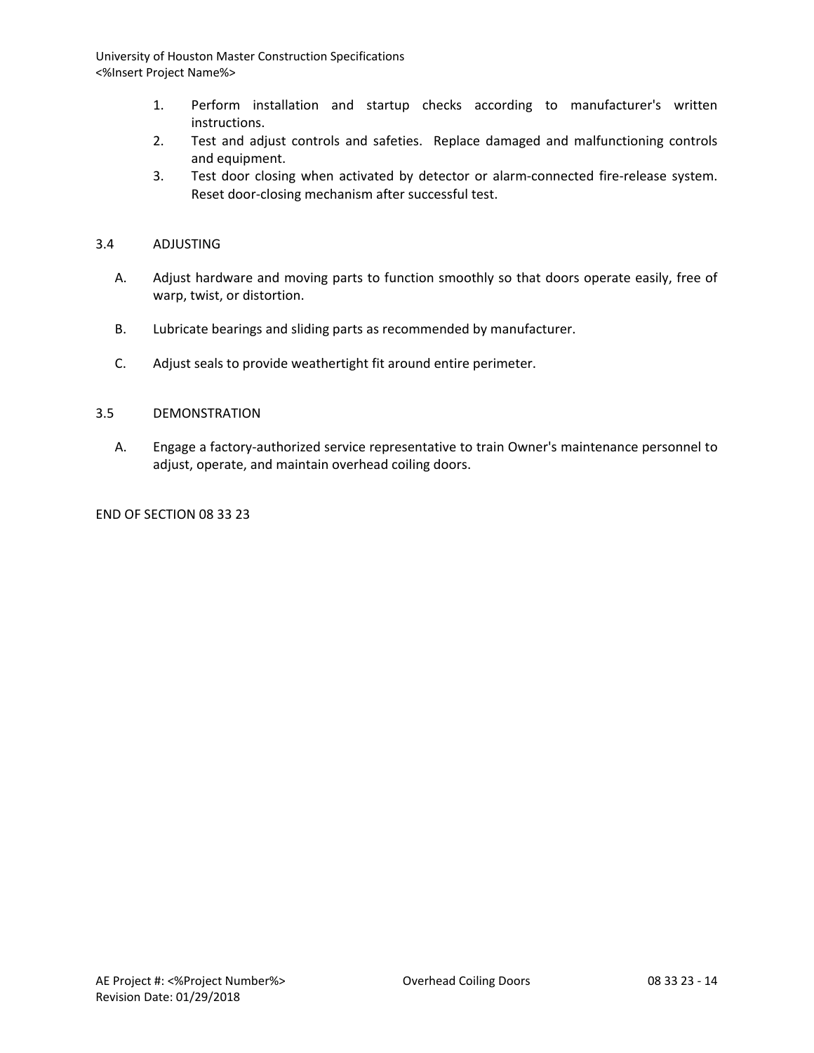1. Perform installation and startup checks according to manufacturer's written instructions.
2. Test and adjust controls and safeties. Replace damaged and malfunctioning controls and equipment.
3. Test door closing when activated by detector or alarm-connected fire-release system. Reset door-closing mechanism after successful test.

## 3.4 ADJUSTING

A. Adjust hardware and moving parts to function smoothly so that doors operate easily, free of warp, twist, or distortion.

B. Lubricate bearings and sliding parts as recommended by manufacturer.

C. Adjust seals to provide weathertight fit around entire perimeter.

## 3.5 DEMONSTRATION

A. Engage a factory-authorized service representative to train Owner's maintenance personnel to adjust, operate, and maintain overhead coiling doors.

END OF SECTION 08 33 23